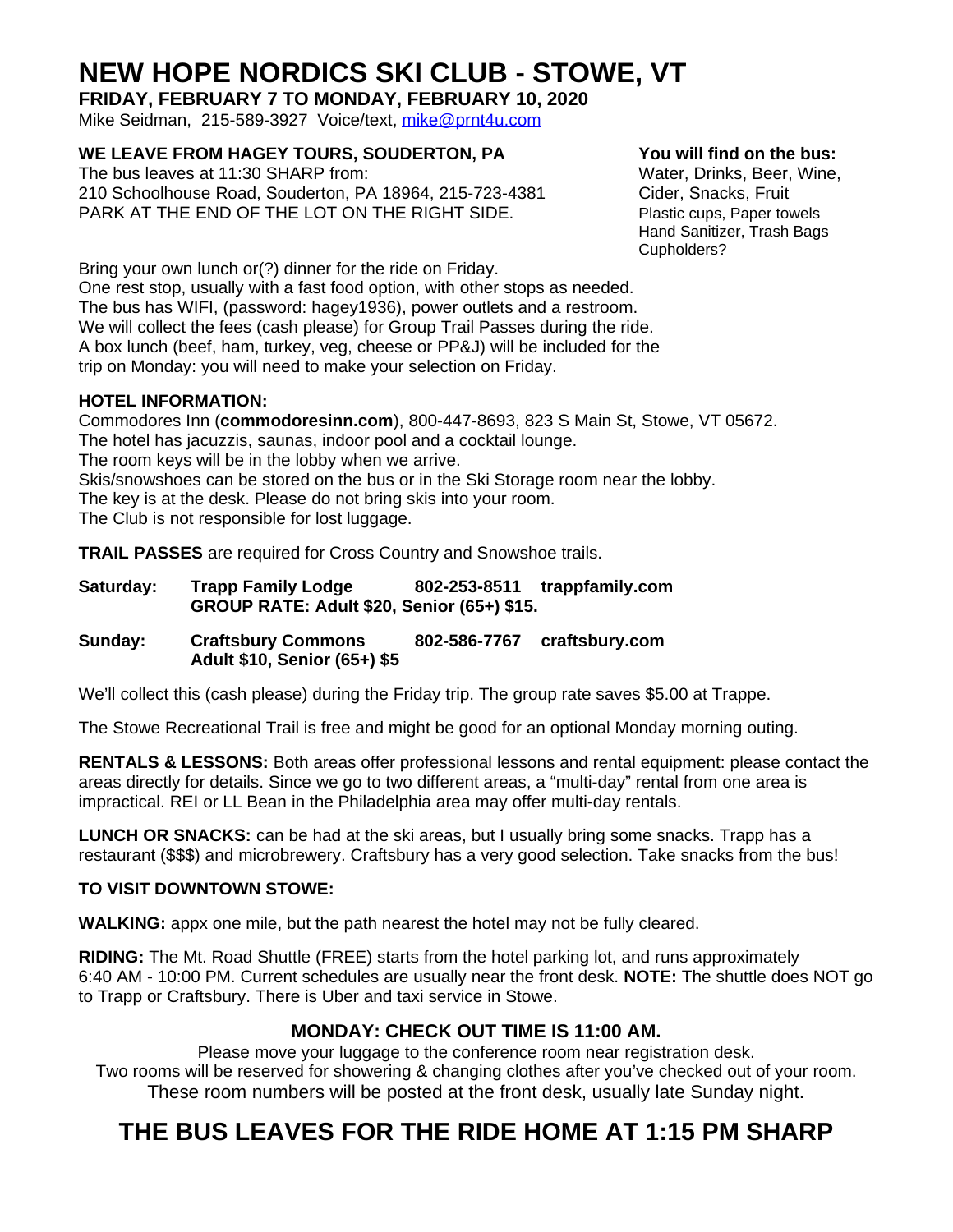# NEW HOPE NORDICS SKI CLUB - STOWE, VT

**FRIDAY, FEBRUARY 7 TO MONDAY, FEBRUARY 10, 2020**

Mike Seidman, 215-589-3927 Voice/text, mike@prnt4u.com

**WE LEAVE FROM HAGEY TOURS, SOUDERTON, PA**

The bus leaves at 11:30 SHARP from:
210 Schoolhouse Road, Souderton, PA 18964, 215-723-4381
PARK AT THE END OF THE LOT ON THE RIGHT SIDE.

**You will find on the bus:**
Water, Drinks, Beer, Wine, Cider, Snacks, Fruit
Plastic cups, Paper towels
Hand Sanitizer, Trash Bags
Cupholders?

Bring your own lunch or(?) dinner for the ride on Friday.
One rest stop, usually with a fast food option, with other stops as needed.
The bus has WIFI, (password: hagey1936), power outlets and a restroom.
We will collect the fees (cash please) for Group Trail Passes during the ride.
A box lunch (beef, ham, turkey, veg, cheese or PP&J) will be included for the trip on Monday: you will need to make your selection on Friday.

**HOTEL INFORMATION:**

Commodores Inn (**commodoresinn.com**), 800-447-8693, 823 S Main St, Stowe, VT 05672.
The hotel has jacuzzis, saunas, indoor pool and a cocktail lounge.
The room keys will be in the lobby when we arrive.
Skis/snowshoes can be stored on the bus or in the Ski Storage room near the lobby.
The key is at the desk. Please do not bring skis into your room.
The Club is not responsible for lost luggage.

**TRAIL PASSES** are required for Cross Country and Snowshoe trails.

**Saturday:** **Trapp Family Lodge** **802-253-8511** **trappfamily.com**
**GROUP RATE: Adult $20, Senior (65+) $15.**

**Sunday:** **Craftsbury Commons** **802-586-7767** **craftsbury.com**
**Adult $10, Senior (65+) $5**

We'll collect this (cash please) during the Friday trip. The group rate saves $5.00 at Trappe.

The Stowe Recreational Trail is free and might be good for an optional Monday morning outing.

**RENTALS & LESSONS:** Both areas offer professional lessons and rental equipment: please contact the areas directly for details. Since we go to two different areas, a "multi-day" rental from one area is impractical. REI or LL Bean in the Philadelphia area may offer multi-day rentals.

**LUNCH OR SNACKS:** can be had at the ski areas, but I usually bring some snacks. Trapp has a restaurant ($$$) and microbrewery. Craftsbury has a very good selection. Take snacks from the bus!

**TO VISIT DOWNTOWN STOWE:**

**WALKING:** appx one mile, but the path nearest the hotel may not be fully cleared.

**RIDING:** The Mt. Road Shuttle (FREE) starts from the hotel parking lot, and runs approximately 6:40 AM - 10:00 PM. Current schedules are usually near the front desk. **NOTE:** The shuttle does NOT go to Trapp or Craftsbury. There is Uber and taxi service in Stowe.

**MONDAY: CHECK OUT TIME IS 11:00 AM.**

Please move your luggage to the conference room near registration desk.
Two rooms will be reserved for showering & changing clothes after you've checked out of your room.
These room numbers will be posted at the front desk, usually late Sunday night.

## THE BUS LEAVES FOR THE RIDE HOME AT 1:15 PM SHARP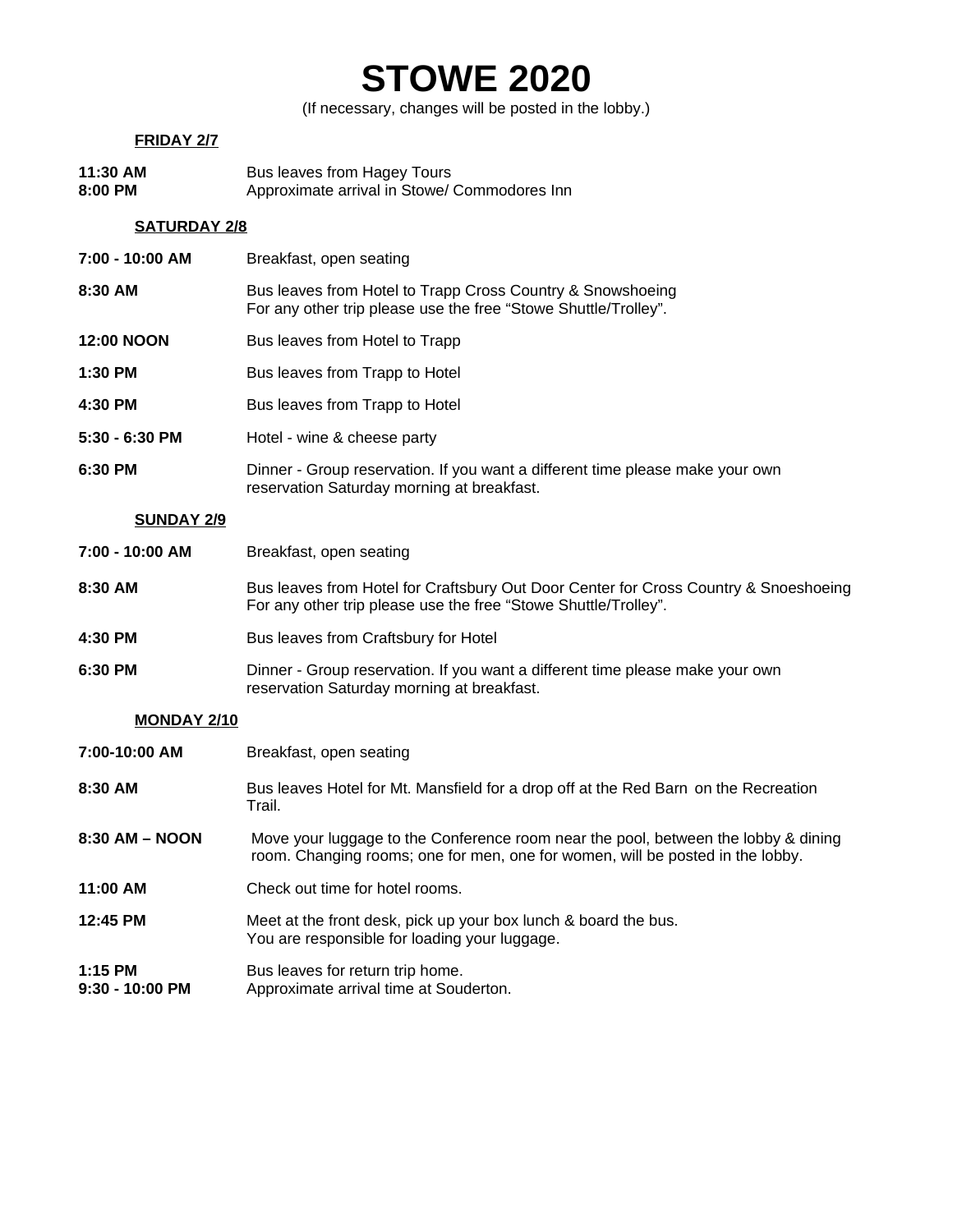# STOWE 2020

(If necessary, changes will be posted in the lobby.)

**FRIDAY 2/7**

**11:30 AM** Bus leaves from Hagey Tours
**8:00 PM** Approximate arrival in Stowe/ Commodores Inn

**SATURDAY 2/8**

**7:00 - 10:00 AM** Breakfast, open seating

**8:30 AM** Bus leaves from Hotel to Trapp Cross Country & Snowshoeing
For any other trip please use the free "Stowe Shuttle/Trolley".

**12:00 NOON** Bus leaves from Hotel to Trapp

**1:30 PM** Bus leaves from Trapp to Hotel

**4:30 PM** Bus leaves from Trapp to Hotel

**5:30 - 6:30 PM** Hotel - wine & cheese party

**6:30 PM** Dinner - Group reservation. If you want a different time please make your own reservation Saturday morning at breakfast.

**SUNDAY 2/9**

**7:00 - 10:00 AM** Breakfast, open seating

**8:30 AM** Bus leaves from Hotel for Craftsbury Out Door Center for Cross Country & Snoeshoeing
For any other trip please use the free "Stowe Shuttle/Trolley".

**4:30 PM** Bus leaves from Craftsbury for Hotel

**6:30 PM** Dinner - Group reservation. If you want a different time please make your own reservation Saturday morning at breakfast.

**MONDAY 2/10**

**7:00-10:00 AM** Breakfast, open seating

**8:30 AM** Bus leaves Hotel for Mt. Mansfield for a drop off at the Red Barn on the Recreation Trail.

**8:30 AM – NOON** Move your luggage to the Conference room near the pool, between the lobby & dining room. Changing rooms; one for men, one for women, will be posted in the lobby.

**11:00 AM** Check out time for hotel rooms.

**12:45 PM** Meet at the front desk, pick up your box lunch & board the bus.
You are responsible for loading your luggage.

**1:15 PM** Bus leaves for return trip home.
**9:30 - 10:00 PM** Approximate arrival time at Souderton.